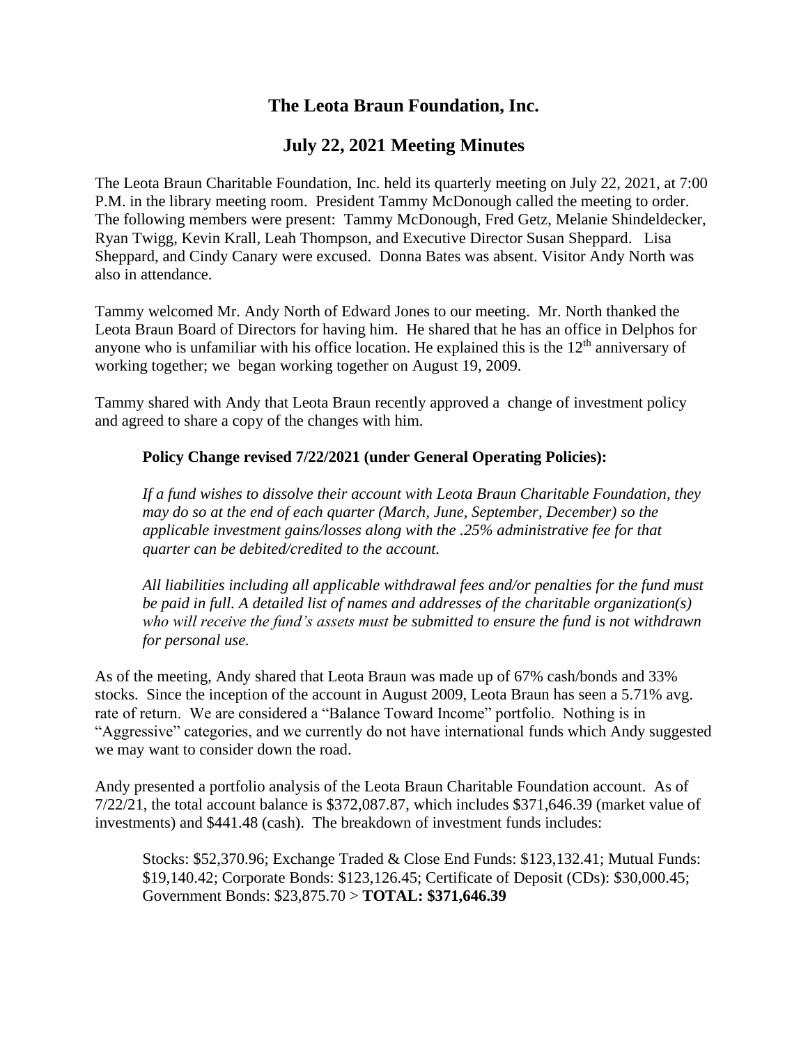# The Leota Braun Foundation, Inc.

## July 22, 2021 Meeting Minutes

The Leota Braun Charitable Foundation, Inc. held its quarterly meeting on July 22, 2021, at 7:00 P.M. in the library meeting room. President Tammy McDonough called the meeting to order. The following members were present: Tammy McDonough, Fred Getz, Melanie Shindeldecker, Ryan Twigg, Kevin Krall, Leah Thompson, and Executive Director Susan Sheppard. Lisa Sheppard, and Cindy Canary were excused. Donna Bates was absent. Visitor Andy North was also in attendance.

Tammy welcomed Mr. Andy North of Edward Jones to our meeting. Mr. North thanked the Leota Braun Board of Directors for having him. He shared that he has an office in Delphos for anyone who is unfamiliar with his office location. He explained this is the 12th anniversary of working together; we began working together on August 19, 2009.

Tammy shared with Andy that Leota Braun recently approved a change of investment policy and agreed to share a copy of the changes with him.

**Policy Change revised 7/22/2021 (under General Operating Policies):**

*If a fund wishes to dissolve their account with Leota Braun Charitable Foundation, they may do so at the end of each quarter (March, June, September, December) so the applicable investment gains/losses along with the .25% administrative fee for that quarter can be debited/credited to the account.*

*All liabilities including all applicable withdrawal fees and/or penalties for the fund must be paid in full. A detailed list of names and addresses of the charitable organization(s) who will receive the fund's assets must be submitted to ensure the fund is not withdrawn for personal use.*

As of the meeting, Andy shared that Leota Braun was made up of 67% cash/bonds and 33% stocks. Since the inception of the account in August 2009, Leota Braun has seen a 5.71% avg. rate of return. We are considered a "Balance Toward Income" portfolio. Nothing is in "Aggressive" categories, and we currently do not have international funds which Andy suggested we may want to consider down the road.

Andy presented a portfolio analysis of the Leota Braun Charitable Foundation account. As of 7/22/21, the total account balance is $372,087.87, which includes $371,646.39 (market value of investments) and $441.48 (cash). The breakdown of investment funds includes:

Stocks: $52,370.96; Exchange Traded & Close End Funds: $123,132.41; Mutual Funds: $19,140.42; Corporate Bonds: $123,126.45; Certificate of Deposit (CDs): $30,000.45; Government Bonds: $23,875.70 > **TOTAL: $371,646.39**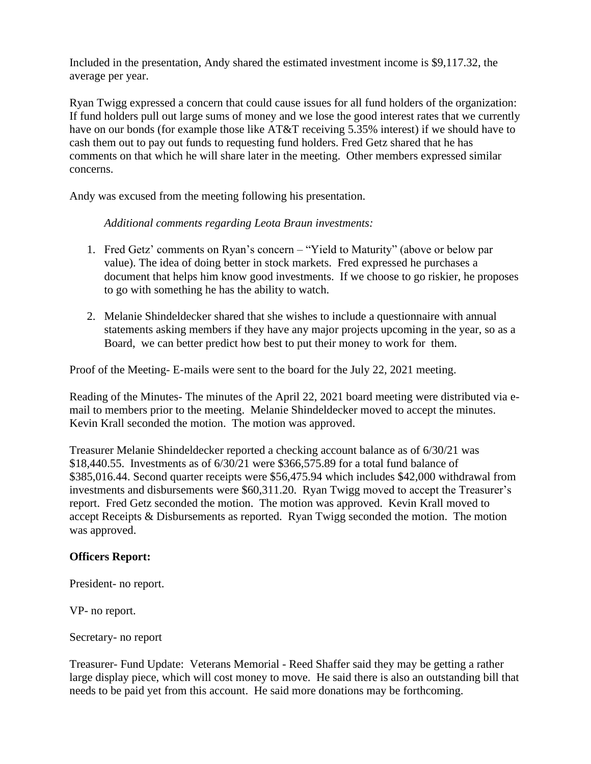Included in the presentation, Andy shared the estimated investment income is $9,117.32, the average per year.

Ryan Twigg expressed a concern that could cause issues for all fund holders of the organization: If fund holders pull out large sums of money and we lose the good interest rates that we currently have on our bonds (for example those like AT&T receiving 5.35% interest) if we should have to cash them out to pay out funds to requesting fund holders. Fred Getz shared that he has comments on that which he will share later in the meeting. Other members expressed similar concerns.

Andy was excused from the meeting following his presentation.

*Additional comments regarding Leota Braun investments:*

1. Fred Getz' comments on Ryan's concern – "Yield to Maturity" (above or below par value). The idea of doing better in stock markets. Fred expressed he purchases a document that helps him know good investments. If we choose to go riskier, he proposes to go with something he has the ability to watch.
2. Melanie Shindeldecker shared that she wishes to include a questionnaire with annual statements asking members if they have any major projects upcoming in the year, so as a Board, we can better predict how best to put their money to work for them.

Proof of the Meeting- E-mails were sent to the board for the July 22, 2021 meeting.

Reading of the Minutes- The minutes of the April 22, 2021 board meeting were distributed via e-mail to members prior to the meeting. Melanie Shindeldecker moved to accept the minutes. Kevin Krall seconded the motion. The motion was approved.

Treasurer Melanie Shindeldecker reported a checking account balance as of 6/30/21 was $18,440.55. Investments as of 6/30/21 were $366,575.89 for a total fund balance of $385,016.44. Second quarter receipts were $56,475.94 which includes $42,000 withdrawal from investments and disbursements were $60,311.20. Ryan Twigg moved to accept the Treasurer's report. Fred Getz seconded the motion. The motion was approved. Kevin Krall moved to accept Receipts & Disbursements as reported. Ryan Twigg seconded the motion. The motion was approved.

**Officers Report:**

President- no report.

VP- no report.

Secretary- no report

Treasurer- Fund Update: Veterans Memorial - Reed Shaffer said they may be getting a rather large display piece, which will cost money to move. He said there is also an outstanding bill that needs to be paid yet from this account. He said more donations may be forthcoming.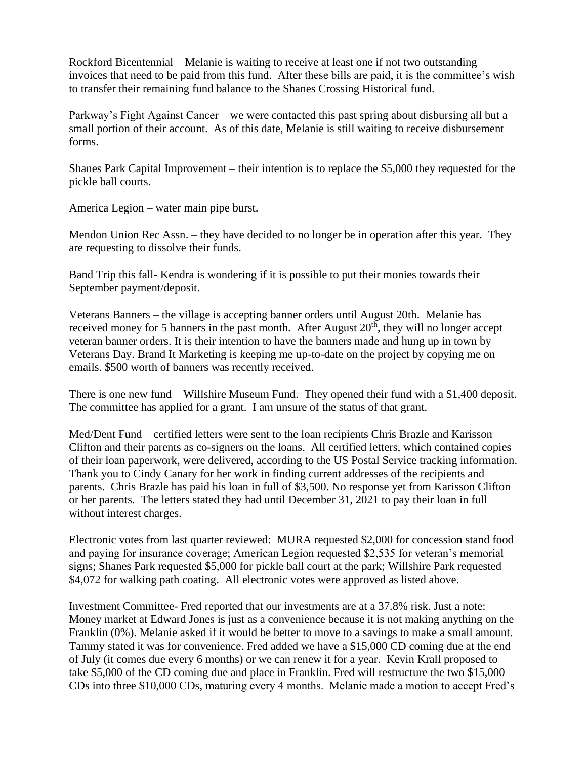Rockford Bicentennial – Melanie is waiting to receive at least one if not two outstanding invoices that need to be paid from this fund. After these bills are paid, it is the committee's wish to transfer their remaining fund balance to the Shanes Crossing Historical fund.

Parkway's Fight Against Cancer – we were contacted this past spring about disbursing all but a small portion of their account. As of this date, Melanie is still waiting to receive disbursement forms.

Shanes Park Capital Improvement – their intention is to replace the $5,000 they requested for the pickle ball courts.

America Legion – water main pipe burst.

Mendon Union Rec Assn. – they have decided to no longer be in operation after this year. They are requesting to dissolve their funds.

Band Trip this fall- Kendra is wondering if it is possible to put their monies towards their September payment/deposit.

Veterans Banners – the village is accepting banner orders until August 20th. Melanie has received money for 5 banners in the past month. After August 20th, they will no longer accept veteran banner orders. It is their intention to have the banners made and hung up in town by Veterans Day. Brand It Marketing is keeping me up-to-date on the project by copying me on emails. $500 worth of banners was recently received.

There is one new fund – Willshire Museum Fund. They opened their fund with a $1,400 deposit. The committee has applied for a grant. I am unsure of the status of that grant.

Med/Dent Fund – certified letters were sent to the loan recipients Chris Brazle and Karisson Clifton and their parents as co-signers on the loans. All certified letters, which contained copies of their loan paperwork, were delivered, according to the US Postal Service tracking information. Thank you to Cindy Canary for her work in finding current addresses of the recipients and parents. Chris Brazle has paid his loan in full of $3,500. No response yet from Karisson Clifton or her parents. The letters stated they had until December 31, 2021 to pay their loan in full without interest charges.

Electronic votes from last quarter reviewed: MURA requested $2,000 for concession stand food and paying for insurance coverage; American Legion requested $2,535 for veteran's memorial signs; Shanes Park requested $5,000 for pickle ball court at the park; Willshire Park requested $4,072 for walking path coating. All electronic votes were approved as listed above.

Investment Committee- Fred reported that our investments are at a 37.8% risk. Just a note: Money market at Edward Jones is just as a convenience because it is not making anything on the Franklin (0%). Melanie asked if it would be better to move to a savings to make a small amount. Tammy stated it was for convenience. Fred added we have a $15,000 CD coming due at the end of July (it comes due every 6 months) or we can renew it for a year. Kevin Krall proposed to take $5,000 of the CD coming due and place in Franklin. Fred will restructure the two $15,000 CDs into three $10,000 CDs, maturing every 4 months. Melanie made a motion to accept Fred's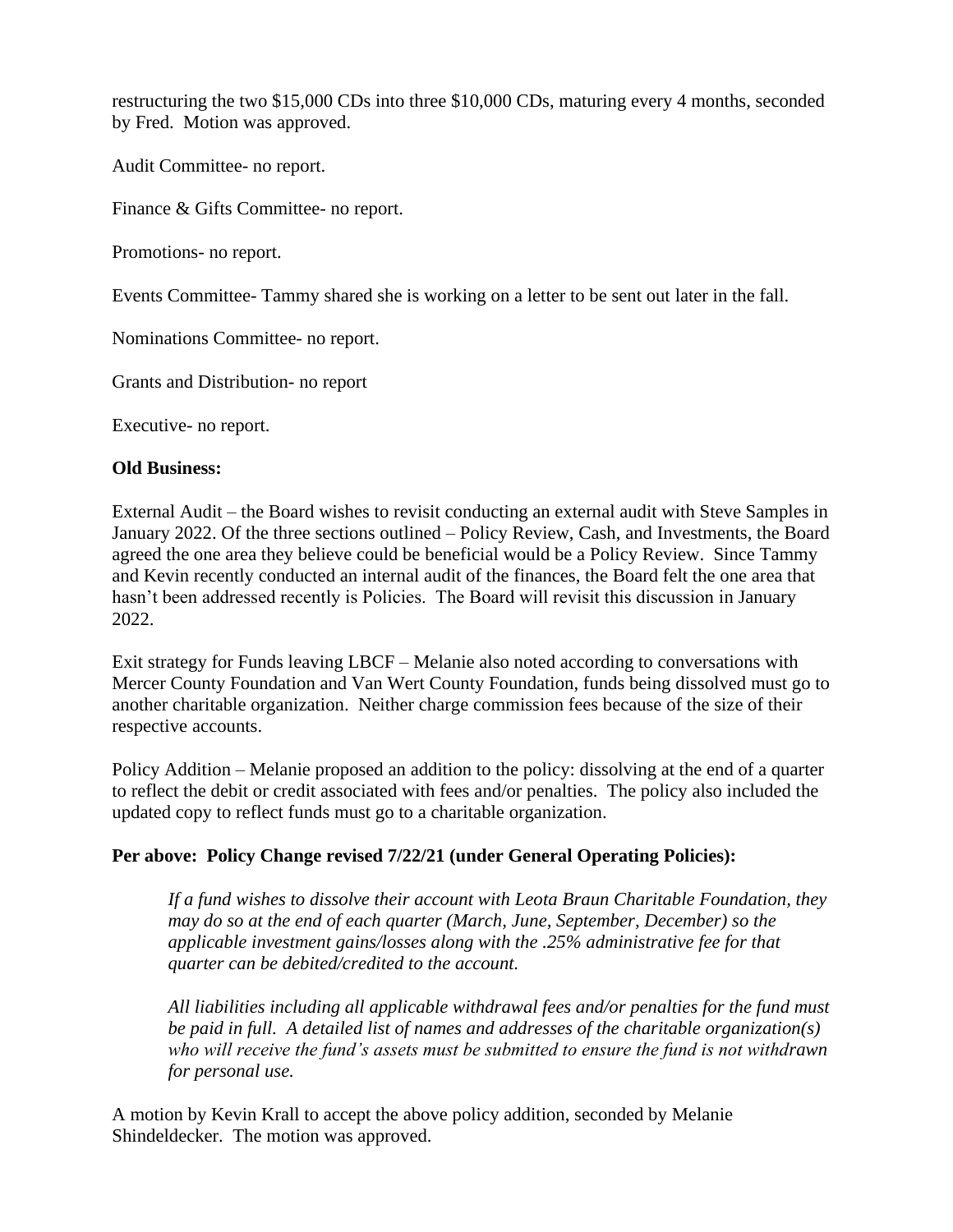restructuring the two $15,000 CDs into three $10,000 CDs, maturing every 4 months, seconded by Fred. Motion was approved.

Audit Committee- no report.

Finance & Gifts Committee- no report.

Promotions- no report.

Events Committee- Tammy shared she is working on a letter to be sent out later in the fall.

Nominations Committee- no report.

Grants and Distribution- no report

Executive- no report.

**Old Business:**

External Audit – the Board wishes to revisit conducting an external audit with Steve Samples in January 2022. Of the three sections outlined – Policy Review, Cash, and Investments, the Board agreed the one area they believe could be beneficial would be a Policy Review. Since Tammy and Kevin recently conducted an internal audit of the finances, the Board felt the one area that hasn't been addressed recently is Policies. The Board will revisit this discussion in January 2022.

Exit strategy for Funds leaving LBCF – Melanie also noted according to conversations with Mercer County Foundation and Van Wert County Foundation, funds being dissolved must go to another charitable organization. Neither charge commission fees because of the size of their respective accounts.

Policy Addition – Melanie proposed an addition to the policy: dissolving at the end of a quarter to reflect the debit or credit associated with fees and/or penalties. The policy also included the updated copy to reflect funds must go to a charitable organization.

**Per above: Policy Change revised 7/22/21 (under General Operating Policies):**

> *If a fund wishes to dissolve their account with Leota Braun Charitable Foundation, they may do so at the end of each quarter (March, June, September, December) so the applicable investment gains/losses along with the .25% administrative fee for that quarter can be debited/credited to the account.*
>
> *All liabilities including all applicable withdrawal fees and/or penalties for the fund must be paid in full. A detailed list of names and addresses of the charitable organization(s) who will receive the fund's assets must be submitted to ensure the fund is not withdrawn for personal use.*

A motion by Kevin Krall to accept the above policy addition, seconded by Melanie Shindeldecker. The motion was approved.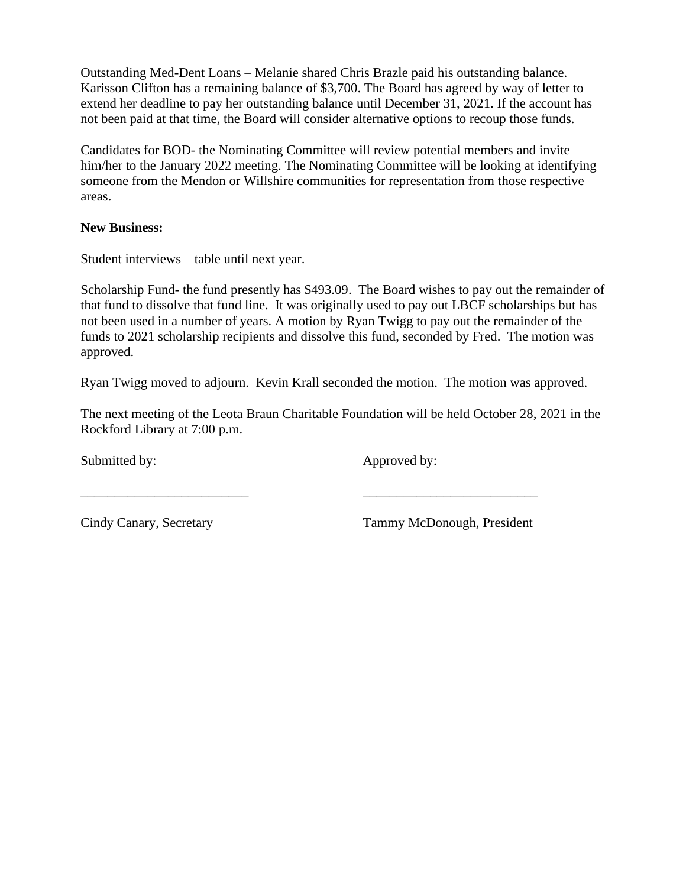Outstanding Med-Dent Loans – Melanie shared Chris Brazle paid his outstanding balance. Karisson Clifton has a remaining balance of $3,700. The Board has agreed by way of letter to extend her deadline to pay her outstanding balance until December 31, 2021. If the account has not been paid at that time, the Board will consider alternative options to recoup those funds.

Candidates for BOD- the Nominating Committee will review potential members and invite him/her to the January 2022 meeting. The Nominating Committee will be looking at identifying someone from the Mendon or Willshire communities for representation from those respective areas.

**New Business:**

Student interviews – table until next year.

Scholarship Fund- the fund presently has $493.09. The Board wishes to pay out the remainder of that fund to dissolve that fund line. It was originally used to pay out LBCF scholarships but has not been used in a number of years. A motion by Ryan Twigg to pay out the remainder of the funds to 2021 scholarship recipients and dissolve this fund, seconded by Fred. The motion was approved.

Ryan Twigg moved to adjourn. Kevin Krall seconded the motion. The motion was approved.

The next meeting of the Leota Braun Charitable Foundation will be held October 28, 2021 in the Rockford Library at 7:00 p.m.

Submitted by:

\_\_\_\_\_\_\_\_\_\_\_\_\_\_\_\_\_\_\_\_\_\_\_\_\_

Cindy Canary, Secretary

Approved by:

\_\_\_\_\_\_\_\_\_\_\_\_\_\_\_\_\_\_\_\_\_\_\_\_\_\_

Tammy McDonough, President